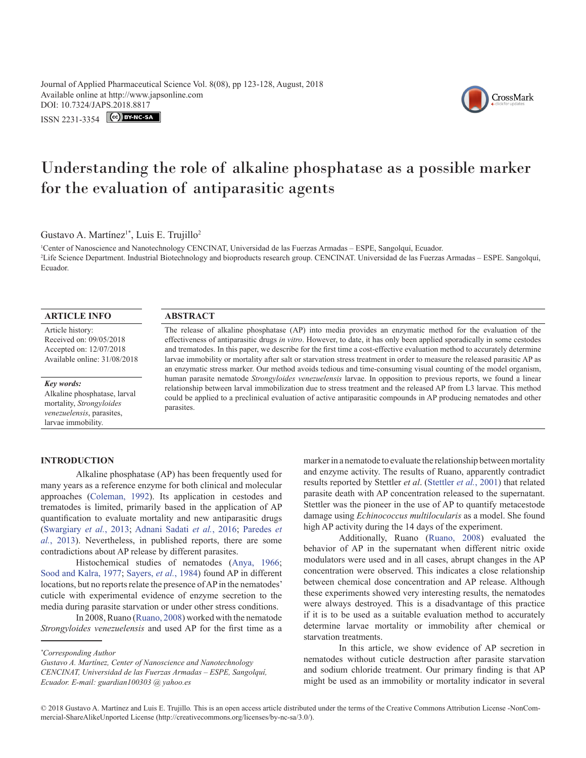# Understanding the role of alkaline phosphatase as a possible marker for the evaluation of antiparasitic agents

Gustavo A. Martínez[1*], Luis E. Trujillo[2]

[1]Center of Nanoscience and Nanotechnology CENCINAT, Universidad de las Fuerzas Armadas – ESPE, Sangolquí, Ecuador.
[2]Life Science Department. Industrial Biotechnology and bioproducts research group. CENCINAT. Universidad de las Fuerzas Armadas – ESPE. Sangolquí, Ecuador.

## ARTICLE INFO

Article history:
Received on: 09/05/2018
Accepted on: 12/07/2018
Available online: 31/08/2018

***Key words:***
Alkaline phosphatase, larval mortality, *Strongyloides venezuelensis*, parasites, larvae immobility.

## ABSTRACT

The release of alkaline phosphatase (AP) into media provides an enzymatic method for the evaluation of the effectiveness of antiparasitic drugs *in vitro*. However, to date, it has only been applied sporadically in some cestodes and trematodes. In this paper, we describe for the first time a cost-effective evaluation method to accurately determine larvae immobility or mortality after salt or starvation stress treatment in order to measure the released parasitic AP as an enzymatic stress marker. Our method avoids tedious and time-consuming visual counting of the model organism, human parasite nematode *Strongyloides venezuelensis* larvae. In opposition to previous reports, we found a linear relationship between larval immobilization due to stress treatment and the released AP from L3 larvae. This method could be applied to a preclinical evaluation of active antiparasitic compounds in AP producing nematodes and other parasites.

## INTRODUCTION

Alkaline phosphatase (AP) has been frequently used for many years as a reference enzyme for both clinical and molecular approaches (Coleman, 1992). Its application in cestodes and trematodes is limited, primarily based in the application of AP quantification to evaluate mortality and new antiparasitic drugs (Swargiary *et al.*, 2013; Adnani Sadati *et al.*, 2016; Paredes *et al.*, 2013). Nevertheless, in published reports, there are some contradictions about AP release by different parasites.

Histochemical studies of nematodes (Anya, 1966; Sood and Kalra, 1977; Sayers, *et al.*, 1984) found AP in different locations, but no reports relate the presence of AP in the nematodes' cuticle with experimental evidence of enzyme secretion to the media during parasite starvation or under other stress conditions.

In 2008, Ruano (Ruano, 2008) worked with the nematode *Strongyloides venezuelensis* and used AP for the first time as a marker in a nematode to evaluate the relationship between mortality and enzyme activity. The results of Ruano, apparently contradict results reported by Stettler *et al*. (Stettler *et al.*, 2001) that related parasite death with AP concentration released to the supernatant. Stettler was the pioneer in the use of AP to quantify metacestode damage using *Echinococcus multilocularis* as a model. She found high AP activity during the 14 days of the experiment.

Additionally, Ruano (Ruano, 2008) evaluated the behavior of AP in the supernatant when different nitric oxide modulators were used and in all cases, abrupt changes in the AP concentration were observed. This indicates a close relationship between chemical dose concentration and AP release. Although these experiments showed very interesting results, the nematodes were always destroyed. This is a disadvantage of this practice if it is to be used as a suitable evaluation method to accurately determine larvae mortality or immobility after chemical or starvation treatments.

In this article, we show evidence of AP secretion in nematodes without cuticle destruction after parasite starvation and sodium chloride treatment. Our primary finding is that AP might be used as an immobility or mortality indicator in several

*Corresponding Author*
*Gustavo A. Martínez, Center of Nanoscience and Nanotechnology CENCINAT, Universidad de las Fuerzas Armadas – ESPE, Sangolquí, Ecuador. E-mail: guardian100303 @ yahoo.es*

© 2018 Gustavo A. Martínez and Luis E. Trujillo. This is an open access article distributed under the terms of the Creative Commons Attribution License -NonCommercial-ShareAlikeUnported License (http://creativecommons.org/licenses/by-nc-sa/3.0/).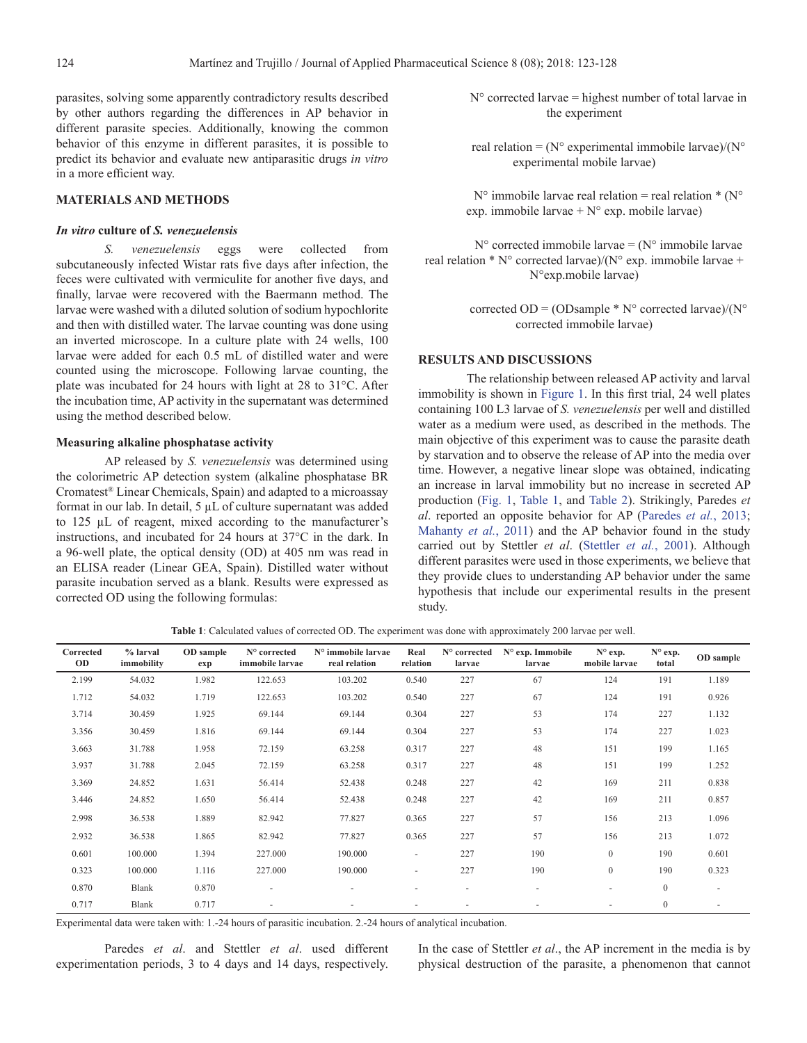parasites, solving some apparently contradictory results described by other authors regarding the differences in AP behavior in different parasite species. Additionally, knowing the common behavior of this enzyme in different parasites, it is possible to predict its behavior and evaluate new antiparasitic drugs *in vitro* in a more efficient way.

## MATERIALS AND METHODS

### *In vitro* culture of *S. venezuelensis*

*S. venezuelensis* eggs were collected from subcutaneously infected Wistar rats five days after infection, the feces were cultivated with vermiculite for another five days, and finally, larvae were recovered with the Baermann method. The larvae were washed with a diluted solution of sodium hypochlorite and then with distilled water. The larvae counting was done using an inverted microscope. In a culture plate with 24 wells, 100 larvae were added for each 0.5 mL of distilled water and were counted using the microscope. Following larvae counting, the plate was incubated for 24 hours with light at 28 to 31°C. After the incubation time, AP activity in the supernatant was determined using the method described below.

### Measuring alkaline phosphatase activity

AP released by *S. venezuelensis* was determined using the colorimetric AP detection system (alkaline phosphatase BR Cromatest® Linear Chemicals, Spain) and adapted to a microassay format in our lab. In detail, 5 µL of culture supernatant was added to 125 µL of reagent, mixed according to the manufacturer's instructions, and incubated for 24 hours at 37°C in the dark. In a 96-well plate, the optical density (OD) at 405 nm was read in an ELISA reader (Linear GEA, Spain). Distilled water without parasite incubation served as a blank. Results were expressed as corrected OD using the following formulas:

N° corrected larvae = highest number of total larvae in the experiment

real relation = (N° experimental immobile larvae)/(N° experimental mobile larvae)

N° immobile larvae real relation = real relation * (N° exp. immobile larvae + N° exp. mobile larvae)

N° corrected immobile larvae = (N° immobile larvae real relation * N° corrected larvae)/(N° exp. immobile larvae + N°exp.mobile larvae)

corrected OD = (ODsample * N° corrected larvae)/(N° corrected immobile larvae)

## RESULTS AND DISCUSSIONS

The relationship between released AP activity and larval immobility is shown in Figure 1. In this first trial, 24 well plates containing 100 L3 larvae of *S. venezuelensis* per well and distilled water as a medium were used, as described in the methods. The main objective of this experiment was to cause the parasite death by starvation and to observe the release of AP into the media over time. However, a negative linear slope was obtained, indicating an increase in larval immobility but no increase in secreted AP production (Fig. 1, Table 1, and Table 2). Strikingly, Paredes *et al*. reported an opposite behavior for AP (Paredes *et al.*, 2013; Mahanty *et al.*, 2011) and the AP behavior found in the study carried out by Stettler *et al*. (Stettler *et al.*, 2001). Although different parasites were used in those experiments, we believe that they provide clues to understanding AP behavior under the same hypothesis that include our experimental results in the present study.

**Table 1**: Calculated values of corrected OD. The experiment was done with approximately 200 larvae per well.

| Corrected OD | % larval immobility | OD sample exp | N° corrected immobile larvae | N° immobile larvae real relation | Real relation | N° corrected larvae | N° exp. Immobile larvae | N° exp. mobile larvae | N° exp. total | OD sample |
|---|---|---|---|---|---|---|---|---|---|---|
| 2.199 | 54.032 | 1.982 | 122.653 | 103.202 | 0.540 | 227 | 67 | 124 | 191 | 1.189 |
| 1.712 | 54.032 | 1.719 | 122.653 | 103.202 | 0.540 | 227 | 67 | 124 | 191 | 0.926 |
| 3.714 | 30.459 | 1.925 | 69.144 | 69.144 | 0.304 | 227 | 53 | 174 | 227 | 1.132 |
| 3.356 | 30.459 | 1.816 | 69.144 | 69.144 | 0.304 | 227 | 53 | 174 | 227 | 1.023 |
| 3.663 | 31.788 | 1.958 | 72.159 | 63.258 | 0.317 | 227 | 48 | 151 | 199 | 1.165 |
| 3.937 | 31.788 | 2.045 | 72.159 | 63.258 | 0.317 | 227 | 48 | 151 | 199 | 1.252 |
| 3.369 | 24.852 | 1.631 | 56.414 | 52.438 | 0.248 | 227 | 42 | 169 | 211 | 0.838 |
| 3.446 | 24.852 | 1.650 | 56.414 | 52.438 | 0.248 | 227 | 42 | 169 | 211 | 0.857 |
| 2.998 | 36.538 | 1.889 | 82.942 | 77.827 | 0.365 | 227 | 57 | 156 | 213 | 1.096 |
| 2.932 | 36.538 | 1.865 | 82.942 | 77.827 | 0.365 | 227 | 57 | 156 | 213 | 1.072 |
| 0.601 | 100.000 | 1.394 | 227.000 | 190.000 | - | 227 | 190 | 0 | 190 | 0.601 |
| 0.323 | 100.000 | 1.116 | 227.000 | 190.000 | - | 227 | 190 | 0 | 190 | 0.323 |
| 0.870 | Blank | 0.870 | - | - | - | - | - | - | 0 | - |
| 0.717 | Blank | 0.717 | - | - | - | - | - | - | 0 | - |

Experimental data were taken with: 1.-24 hours of parasitic incubation. 2.-24 hours of analytical incubation.

Paredes *et al*. and Stettler *et al*. used different experimentation periods, 3 to 4 days and 14 days, respectively. In the case of Stettler *et al*., the AP increment in the media is by physical destruction of the parasite, a phenomenon that cannot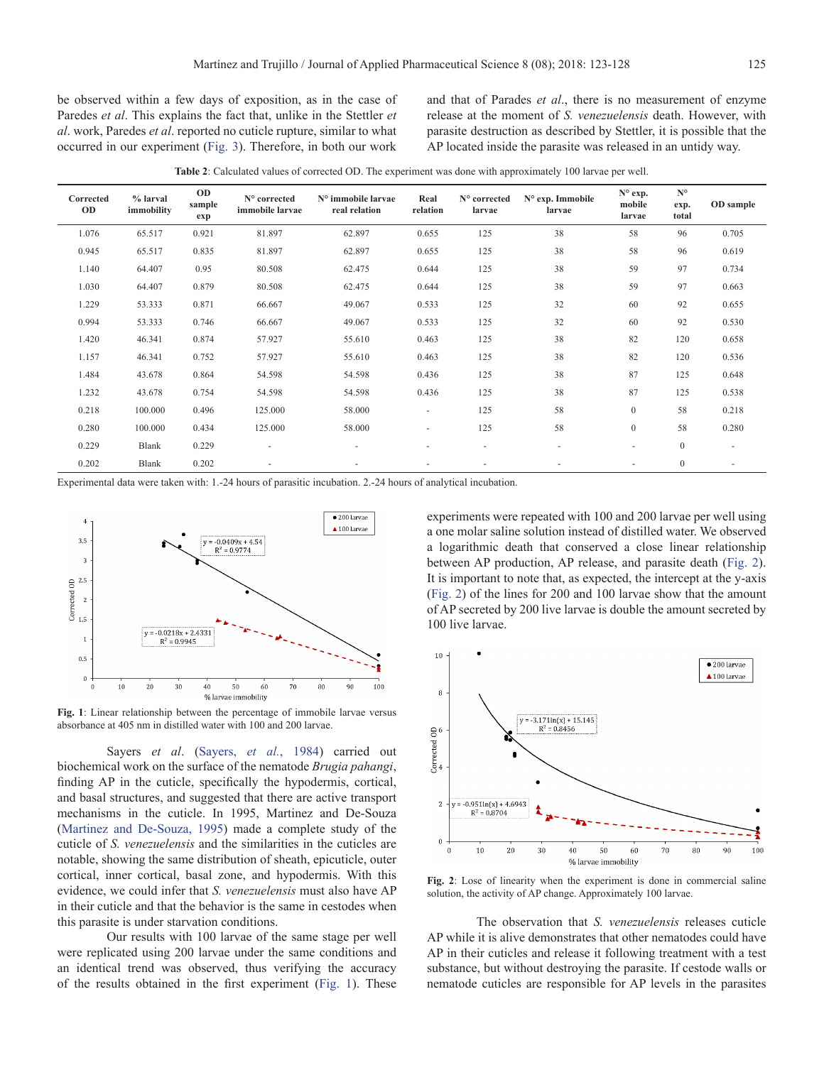be observed within a few days of exposition, as in the case of Paredes *et al*. This explains the fact that, unlike in the Stettler *et al*. work, Paredes *et al*. reported no cuticle rupture, similar to what occurred in our experiment (Fig. 3). Therefore, in both our work and that of Parades *et al*., there is no measurement of enzyme release at the moment of *S. venezuelensis* death. However, with parasite destruction as described by Stettler, it is possible that the AP located inside the parasite was released in an untidy way.

**Table 2**: Calculated values of corrected OD. The experiment was done with approximately 100 larvae per well.

| Corrected OD | % larval immobility | OD sample exp | N° corrected immobile larvae | N° immobile larvae real relation | Real relation | N° corrected larvae | N° exp. Immobile larvae | N° exp. mobile larvae | N° exp. total | OD sample |
|---|---|---|---|---|---|---|---|---|---|---|
| 1.076 | 65.517 | 0.921 | 81.897 | 62.897 | 0.655 | 125 | 38 | 58 | 96 | 0.705 |
| 0.945 | 65.517 | 0.835 | 81.897 | 62.897 | 0.655 | 125 | 38 | 58 | 96 | 0.619 |
| 1.140 | 64.407 | 0.95 | 80.508 | 62.475 | 0.644 | 125 | 38 | 59 | 97 | 0.734 |
| 1.030 | 64.407 | 0.879 | 80.508 | 62.475 | 0.644 | 125 | 38 | 59 | 97 | 0.663 |
| 1.229 | 53.333 | 0.871 | 66.667 | 49.067 | 0.533 | 125 | 32 | 60 | 92 | 0.655 |
| 0.994 | 53.333 | 0.746 | 66.667 | 49.067 | 0.533 | 125 | 32 | 60 | 92 | 0.530 |
| 1.420 | 46.341 | 0.874 | 57.927 | 55.610 | 0.463 | 125 | 38 | 82 | 120 | 0.658 |
| 1.157 | 46.341 | 0.752 | 57.927 | 55.610 | 0.463 | 125 | 38 | 82 | 120 | 0.536 |
| 1.484 | 43.678 | 0.864 | 54.598 | 54.598 | 0.436 | 125 | 38 | 87 | 125 | 0.648 |
| 1.232 | 43.678 | 0.754 | 54.598 | 54.598 | 0.436 | 125 | 38 | 87 | 125 | 0.538 |
| 0.218 | 100.000 | 0.496 | 125.000 | 58.000 | - | 125 | 58 | 0 | 58 | 0.218 |
| 0.280 | 100.000 | 0.434 | 125.000 | 58.000 | - | 125 | 58 | 0 | 58 | 0.280 |
| 0.229 | Blank | 0.229 | - | - | - | - | - | - | 0 | - |
| 0.202 | Blank | 0.202 | - | - | - | - | - | - | 0 | - |

Experimental data were taken with: 1.-24 hours of parasitic incubation. 2.-24 hours of analytical incubation.

**Fig. 1**: Linear relationship between the percentage of immobile larvae versus absorbance at 405 nm in distilled water with 100 and 200 larvae.

Sayers *et al*. (Sayers, *et al.*, 1984) carried out biochemical work on the surface of the nematode *Brugia pahangi*, finding AP in the cuticle, specifically the hypodermis, cortical, and basal structures, and suggested that there are active transport mechanisms in the cuticle. In 1995, Martinez and De-Souza (Martinez and De-Souza, 1995) made a complete study of the cuticle of *S. venezuelensis* and the similarities in the cuticles are notable, showing the same distribution of sheath, epicuticle, outer cortical, inner cortical, basal zone, and hypodermis. With this evidence, we could infer that *S. venezuelensis* must also have AP in their cuticle and that the behavior is the same in cestodes when this parasite is under starvation conditions.

Our results with 100 larvae of the same stage per well were replicated using 200 larvae under the same conditions and an identical trend was observed, thus verifying the accuracy of the results obtained in the first experiment (Fig. 1). These experiments were repeated with 100 and 200 larvae per well using a one molar saline solution instead of distilled water. We observed a logarithmic death that conserved a close linear relationship between AP production, AP release, and parasite death (Fig. 2). It is important to note that, as expected, the intercept at the y-axis (Fig. 2) of the lines for 200 and 100 larvae show that the amount of AP secreted by 200 live larvae is double the amount secreted by 100 live larvae.

**Fig. 2**: Lose of linearity when the experiment is done in commercial saline solution, the activity of AP change. Approximately 100 larvae.

The observation that *S. venezuelensis* releases cuticle AP while it is alive demonstrates that other nematodes could have AP in their cuticles and release it following treatment with a test substance, but without destroying the parasite. If cestode walls or nematode cuticles are responsible for AP levels in the parasites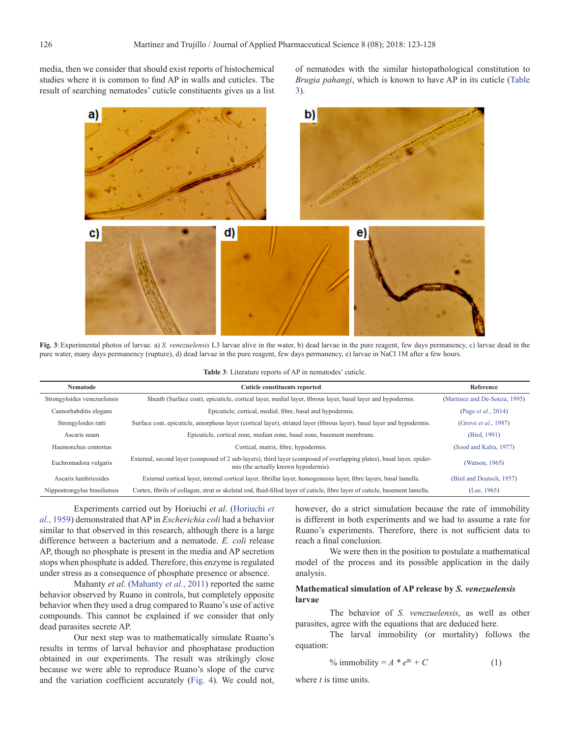media, then we consider that should exist reports of histochemical studies where it is common to find AP in walls and cuticles. The result of searching nematodes' cuticle constituents gives us a list of nematodes with the similar histopathological constitution to *Brugia pahangi*, which is known to have AP in its cuticle (Table 3).

**Fig. 3**: Experimental photos of larvae. a) *S. venezuelensis* L3 larvae alive in the water, b) dead larvae in the pure reagent, few days permanency, c) larvae dead in the pure water, many days permanency (rupture), d) dead larvae in the pure reagent, few days permanency, e) larvae in NaCl 1M after a few hours.

**Table 3**: Literature reports of AP in nematodes' cuticle.

| Nematode | Cuticle constituents reported | Reference |
|---|---|---|
| Strongyloides venezuelensis | Sheath (Surface coat), epicuticle, cortical layer, medial layer, fibrous layer, basal layer and hypodermis. | (Martinez and De-Souza, 1995) |
| Caenorhabditis elegans | Epicuticle, cortical, medial, fibre, basal and hypodermis. | (Page *et al.*, 2014) |
| Strongyloides ratti | Surface coat, epicuticle, amorphous layer (cortical layer), striated layer (fibrous layer), basal layer and hypodermis. | (Grove *et al.*, 1987) |
| Ascaris suum | Epicuticle, cortical zone, median zone, basal zone, basement membrane. | (Bird, 1991) |
| Haemonchus contortus | Cortical, matrix, fibre, hypodermis. | (Sood and Kalra, 1977) |
| Euchromadora vulgaris | External, second layer (composed of 2 sub-layers), third layer (composed of overlapping plates), basal layer, epidermis (the actually known hypodermis). | (Watson, 1965) |
| Ascaris lumbricoides | External cortical layer, internal cortical layer, fibrillar layer, homogeneous layer, fibre layers, basal lamella. | (Bird and Deutsch, 1957) |
| Nippostrongylus brasiliensis | Cortex, fibrils of collagen, strut or skeletal rod, fluid-filled layer of cuticle, fibre layer of cuticle, basement lamella. | (Lee, 1965) |

Experiments carried out by Horiuchi *et al*. (Horiuchi *et al.*, 1959) demonstrated that AP in *Escherichia coli* had a behavior similar to that observed in this research, although there is a large difference between a bacterium and a nematode. *E. coli* release AP, though no phosphate is present in the media and AP secretion stops when phosphate is added. Therefore, this enzyme is regulated under stress as a consequence of phosphate presence or absence.

Mahanty *et al*. (Mahanty *et al.*, 2011) reported the same behavior observed by Ruano in controls, but completely opposite behavior when they used a drug compared to Ruano's use of active compounds. This cannot be explained if we consider that only dead parasites secrete AP.

Our next step was to mathematically simulate Ruano's results in terms of larval behavior and phosphatase production obtained in our experiments. The result was strikingly close because we were able to reproduce Ruano's slope of the curve and the variation coefficient accurately (Fig. 4). We could not, however, do a strict simulation because the rate of immobility is different in both experiments and we had to assume a rate for Ruano's experiments. Therefore, there is not sufficient data to reach a final conclusion.

We were then in the position to postulate a mathematical model of the process and its possible application in the daily analysis.

### Mathematical simulation of AP release by *S. venezuelensis* larvae

The behavior of *S. venezuelensis*, as well as other parasites, agree with the equations that are deduced here.

The larval immobility (or mortality) follows the equation:

$$\%\ \text{immobility} = A * e^{Bt} + C \qquad (1)$$

where $t$ is time units.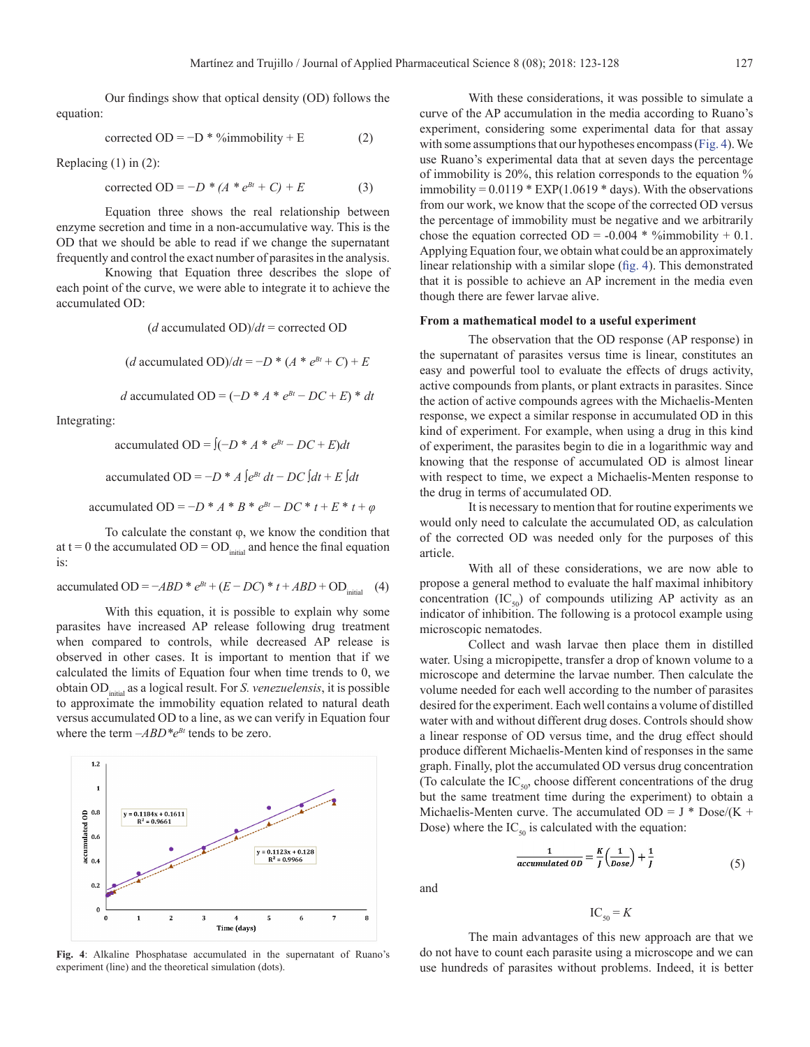Our findings show that optical density (OD) follows the equation:

$$\text{corrected OD} = -D * \%\text{immobility} + E \quad (2)$$

Replacing (1) in (2):

$$\text{corrected OD} = -D * (A * e^{Bt} + C) + E \quad (3)$$

Equation three shows the real relationship between enzyme secretion and time in a non-accumulative way. This is the OD that we should be able to read if we change the supernatant frequently and control the exact number of parasites in the analysis.

Knowing that Equation three describes the slope of each point of the curve, we were able to integrate it to achieve the accumulated OD:

$$(d \text{ accumulated OD})/dt = \text{corrected OD}$$

$$(d \text{ accumulated OD})/dt = -D * (A * e^{Bt} + C) + E$$

$$d \text{ accumulated OD} = (-D * A * e^{Bt} - DC + E) * dt$$

Integrating:

$$\text{accumulated OD} = \int(-D * A * e^{Bt} - DC + E)dt$$

$$\text{accumulated OD} = -D * A \int e^{Bt}\, dt - DC \int dt + E \int dt$$

$$\text{accumulated OD} = -D * A * B * e^{Bt} - DC * t + E * t + \varphi$$

To calculate the constant φ, we know the condition that at t = 0 the accumulated OD = $OD_{initial}$ and hence the final equation is:

$$\text{accumulated OD} = -ABD * e^{Bt} + (E - DC) * t + ABD + OD_{initial} \quad (4)$$

With this equation, it is possible to explain why some parasites have increased AP release following drug treatment when compared to controls, while decreased AP release is observed in other cases. It is important to mention that if we calculated the limits of Equation four when time trends to 0, we obtain $OD_{initial}$ as a logical result. For *S. venezuelensis*, it is possible to approximate the immobility equation related to natural death versus accumulated OD to a line, as we can verify in Equation four where the term $-ABD*e^{Bt}$ tends to be zero.

**Fig. 4**: Alkaline Phosphatase accumulated in the supernatant of Ruano's experiment (line) and the theoretical simulation (dots).

With these considerations, it was possible to simulate a curve of the AP accumulation in the media according to Ruano's experiment, considering some experimental data for that assay with some assumptions that our hypotheses encompass (Fig. 4). We use Ruano's experimental data that at seven days the percentage of immobility is 20%, this relation corresponds to the equation % immobility = 0.0119 * EXP(1.0619 * days). With the observations from our work, we know that the scope of the corrected OD versus the percentage of immobility must be negative and we arbitrarily chose the equation corrected OD = -0.004 * %immobility + 0.1. Applying Equation four, we obtain what could be an approximately linear relationship with a similar slope (fig. 4). This demonstrated that it is possible to achieve an AP increment in the media even though there are fewer larvae alive.

### From a mathematical model to a useful experiment

The observation that the OD response (AP response) in the supernatant of parasites versus time is linear, constitutes an easy and powerful tool to evaluate the effects of drugs activity, active compounds from plants, or plant extracts in parasites. Since the action of active compounds agrees with the Michaelis-Menten response, we expect a similar response in accumulated OD in this kind of experiment. For example, when using a drug in this kind of experiment, the parasites begin to die in a logarithmic way and knowing that the response of accumulated OD is almost linear with respect to time, we expect a Michaelis-Menten response to the drug in terms of accumulated OD.

It is necessary to mention that for routine experiments we would only need to calculate the accumulated OD, as calculation of the corrected OD was needed only for the purposes of this article.

With all of these considerations, we are now able to propose a general method to evaluate the half maximal inhibitory concentration ($IC_{50}$) of compounds utilizing AP activity as an indicator of inhibition. The following is a protocol example using microscopic nematodes.

Collect and wash larvae then place them in distilled water. Using a micropipette, transfer a drop of known volume to a microscope and determine the larvae number. Then calculate the volume needed for each well according to the number of parasites desired for the experiment. Each well contains a volume of distilled water with and without different drug doses. Controls should show a linear response of OD versus time, and the drug effect should produce different Michaelis-Menten kind of responses in the same graph. Finally, plot the accumulated OD versus drug concentration (To calculate the $IC_{50}$, choose different concentrations of the drug but the same treatment time during the experiment) to obtain a Michaelis-Menten curve. The accumulated OD = J * Dose/(K + Dose) where the $IC_{50}$ is calculated with the equation:

$$\frac{1}{\text{accumulated OD}} = \frac{K}{J}\left(\frac{1}{Dose}\right) + \frac{1}{J} \quad (5)$$

and

$$IC_{50} = K$$

The main advantages of this new approach are that we do not have to count each parasite using a microscope and we can use hundreds of parasites without problems. Indeed, it is better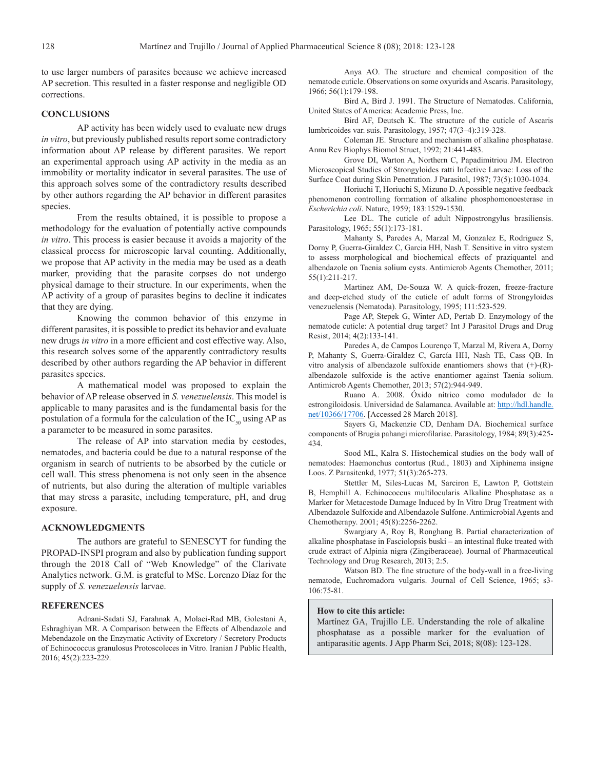to use larger numbers of parasites because we achieve increased AP secretion. This resulted in a faster response and negligible OD corrections.

## CONCLUSIONS

AP activity has been widely used to evaluate new drugs *in vitro*, but previously published results report some contradictory information about AP release by different parasites. We report an experimental approach using AP activity in the media as an immobility or mortality indicator in several parasites. The use of this approach solves some of the contradictory results described by other authors regarding the AP behavior in different parasites species.

From the results obtained, it is possible to propose a methodology for the evaluation of potentially active compounds *in vitro*. This process is easier because it avoids a majority of the classical process for microscopic larval counting. Additionally, we propose that AP activity in the media may be used as a death marker, providing that the parasite corpses do not undergo physical damage to their structure. In our experiments, when the AP activity of a group of parasites begins to decline it indicates that they are dying.

Knowing the common behavior of this enzyme in different parasites, it is possible to predict its behavior and evaluate new drugs *in vitro* in a more efficient and cost effective way. Also, this research solves some of the apparently contradictory results described by other authors regarding the AP behavior in different parasites species.

A mathematical model was proposed to explain the behavior of AP release observed in *S. venezuelensis*. This model is applicable to many parasites and is the fundamental basis for the postulation of a formula for the calculation of the $IC_{50}$ using AP as a parameter to be measured in some parasites.

The release of AP into starvation media by cestodes, nematodes, and bacteria could be due to a natural response of the organism in search of nutrients to be absorbed by the cuticle or cell wall. This stress phenomena is not only seen in the absence of nutrients, but also during the alteration of multiple variables that may stress a parasite, including temperature, pH, and drug exposure.

## ACKNOWLEDGMENTS

The authors are grateful to SENESCYT for funding the PROPAD-INSPI program and also by publication funding support through the 2018 Call of "Web Knowledge" of the Clarivate Analytics network. G.M. is grateful to MSc. Lorenzo Díaz for the supply of *S. venezuelensis* larvae.

## REFERENCES

Adnani-Sadati SJ, Farahnak A, Molaei-Rad MB, Golestani A, Eshraghiyan MR. A Comparison between the Effects of Albendazole and Mebendazole on the Enzymatic Activity of Excretory / Secretory Products of Echinococcus granulosus Protoscoleces in Vitro. Iranian J Public Health, 2016; 45(2):223-229.

Anya AO. The structure and chemical composition of the nematode cuticle. Observations on some oxyurids and Ascaris. Parasitology, 1966; 56(1):179-198.

Bird A, Bird J. 1991. The Structure of Nematodes. California, United States of America: Academic Press, Inc.

Bird AF, Deutsch K. The structure of the cuticle of Ascaris lumbricoides var. suis. Parasitology, 1957; 47(3–4):319-328.

Coleman JE. Structure and mechanism of alkaline phosphatase. Annu Rev Biophys Biomol Struct, 1992; 21:441-483.

Grove DI, Warton A, Northern C, Papadimitriou JM. Electron Microscopical Studies of Strongyloides ratti Infective Larvae: Loss of the Surface Coat during Skin Penetration. J Parasitol, 1987; 73(5):1030-1034.

Horiuchi T, Horiuchi S, Mizuno D. A possible negative feedback phenomenon controlling formation of alkaline phosphomonoesterase in *Escherichia coli*. Nature, 1959; 183:1529-1530.

Lee DL. The cuticle of adult Nippostrongylus brasiliensis. Parasitology, 1965; 55(1):173-181.

Mahanty S, Paredes A, Marzal M, Gonzalez E, Rodriguez S, Dorny P, Guerra-Giraldez C, Garcia HH, Nash T. Sensitive in vitro system to assess morphological and biochemical effects of praziquantel and albendazole on Taenia solium cysts. Antimicrob Agents Chemother, 2011; 55(1):211-217.

Martinez AM, De-Souza W. A quick-frozen, freeze-fracture and deep-etched study of the cuticle of adult forms of Strongyloides venezuelensis (Nematoda). Parasitology, 1995; 111:523-529.

Page AP, Stepek G, Winter AD, Pertab D. Enzymology of the nematode cuticle: A potential drug target? Int J Parasitol Drugs and Drug Resist, 2014; 4(2):133-141.

Paredes A, de Campos Lourenço T, Marzal M, Rivera A, Dorny P, Mahanty S, Guerra-Giraldez C, García HH, Nash TE, Cass QB. In vitro analysis of albendazole sulfoxide enantiomers shows that (+)-(R)-albendazole sulfoxide is the active enantiomer against Taenia solium. Antimicrob Agents Chemother, 2013; 57(2):944-949.

Ruano A. 2008. Óxido nítrico como modulador de la estrongiloidosis. Universidad de Salamanca. Available at: http://hdl.handle.net/10366/17706. [Accessed 28 March 2018].

Sayers G, Mackenzie CD, Denham DA. Biochemical surface components of Brugia pahangi microfilariae. Parasitology, 1984; 89(3):425-434.

Sood ML, Kalra S. Histochemical studies on the body wall of nematodes: Haemonchus contortus (Rud., 1803) and Xiphinema insigne Loos. Z Parasitenkd, 1977; 51(3):265-273.

Stettler M, Siles-Lucas M, Sarciron E, Lawton P, Gottstein B, Hemphill A. Echinococcus multilocularis Alkaline Phosphatase as a Marker for Metacestode Damage Induced by In Vitro Drug Treatment with Albendazole Sulfoxide and Albendazole Sulfone. Antimicrobial Agents and Chemotherapy. 2001; 45(8):2256-2262.

Swargiary A, Roy B, Ronghang B. Partial characterization of alkaline phosphatase in Fasciolopsis buski – an intestinal fluke treated with crude extract of Alpinia nigra (Zingiberaceae). Journal of Pharmaceutical Technology and Drug Research, 2013; 2:5.

Watson BD. The fine structure of the body-wall in a free-living nematode, Euchromadora vulgaris. Journal of Cell Science, 1965; s3-106:75-81.

**How to cite this article:**
Martínez GA, Trujillo LE. Understanding the role of alkaline phosphatase as a possible marker for the evaluation of antiparasitic agents. J App Pharm Sci, 2018; 8(08): 123-128.